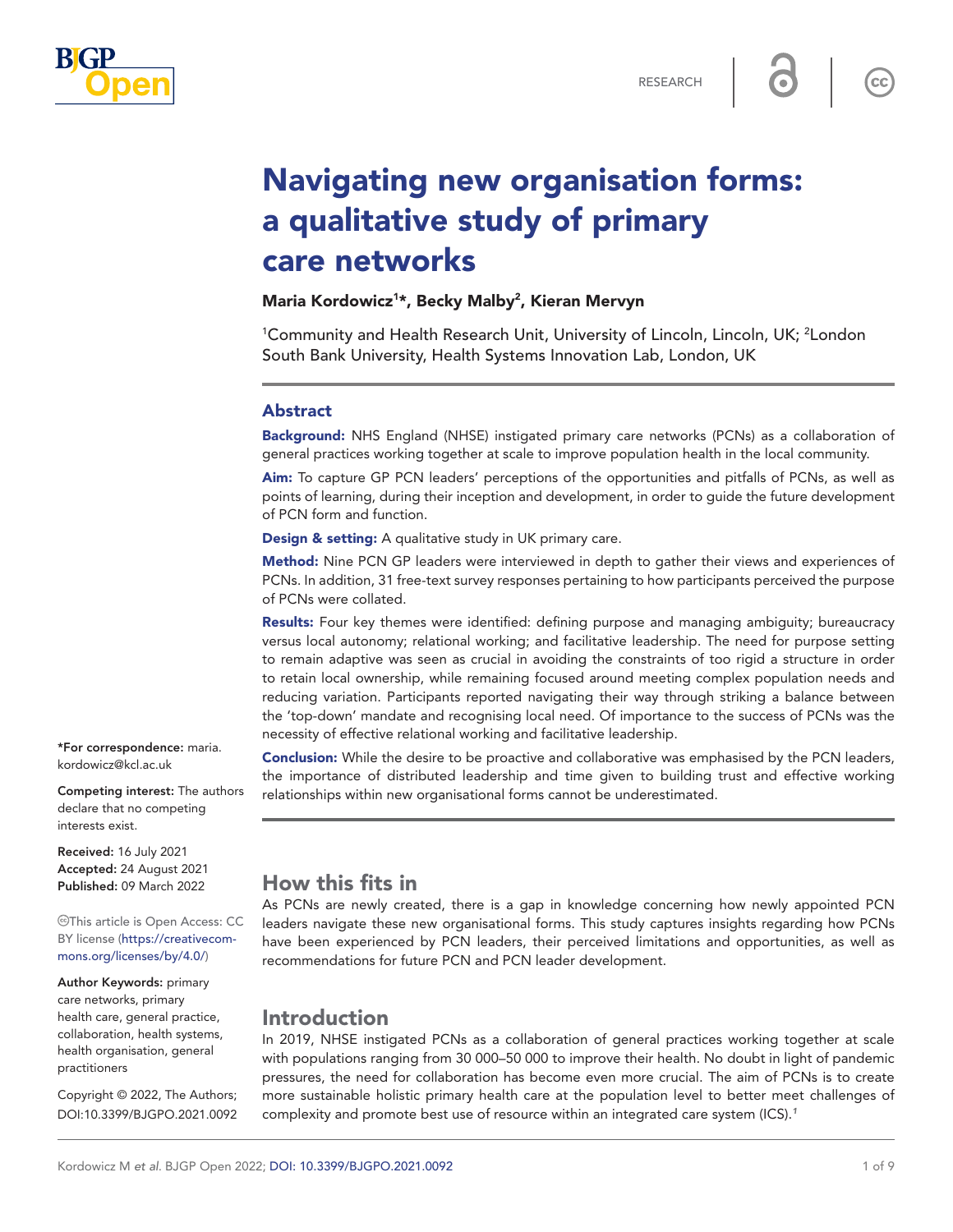RESEARCH

# Navigating new organisation forms: a qualitative study of primary care networks

**Maria Kordowicz[1]*, Becky Malby[2], Kieran Mervyn**

[1]Community and Health Research Unit, University of Lincoln, Lincoln, UK; [2]London South Bank University, Health Systems Innovation Lab, London, UK

## Abstract

**Background:** NHS England (NHSE) instigated primary care networks (PCNs) as a collaboration of general practices working together at scale to improve population health in the local community.

**Aim:** To capture GP PCN leaders' perceptions of the opportunities and pitfalls of PCNs, as well as points of learning, during their inception and development, in order to guide the future development of PCN form and function.

**Design & setting:** A qualitative study in UK primary care.

**Method:** Nine PCN GP leaders were interviewed in depth to gather their views and experiences of PCNs. In addition, 31 free-text survey responses pertaining to how participants perceived the purpose of PCNs were collated.

**Results:** Four key themes were identified: defining purpose and managing ambiguity; bureaucracy versus local autonomy; relational working; and facilitative leadership. The need for purpose setting to remain adaptive was seen as crucial in avoiding the constraints of too rigid a structure in order to retain local ownership, while remaining focused around meeting complex population needs and reducing variation. Participants reported navigating their way through striking a balance between the 'top-down' mandate and recognising local need. Of importance to the success of PCNs was the necessity of effective relational working and facilitative leadership.

**Conclusion:** While the desire to be proactive and collaborative was emphasised by the PCN leaders, the importance of distributed leadership and time given to building trust and effective working relationships within new organisational forms cannot be underestimated.

*For correspondence: maria.kordowicz@kcl.ac.uk

**Competing interest:** The authors declare that no competing interests exist.

**Received:** 16 July 2021
**Accepted:** 24 August 2021
**Published:** 09 March 2022

This article is Open Access: CC BY license (https://creativecommons.org/licenses/by/4.0/)

**Author Keywords:** primary care networks, primary health care, general practice, collaboration, health systems, health organisation, general practitioners

Copyright © 2022, The Authors; DOI:10.3399/BJGPO.2021.0092

## How this fits in

As PCNs are newly created, there is a gap in knowledge concerning how newly appointed PCN leaders navigate these new organisational forms. This study captures insights regarding how PCNs have been experienced by PCN leaders, their perceived limitations and opportunities, as well as recommendations for future PCN and PCN leader development.

## Introduction

In 2019, NHSE instigated PCNs as a collaboration of general practices working together at scale with populations ranging from 30 000–50 000 to improve their health. No doubt in light of pandemic pressures, the need for collaboration has become even more crucial. The aim of PCNs is to create more sustainable holistic primary health care at the population level to better meet challenges of complexity and promote best use of resource within an integrated care system (ICS).[1]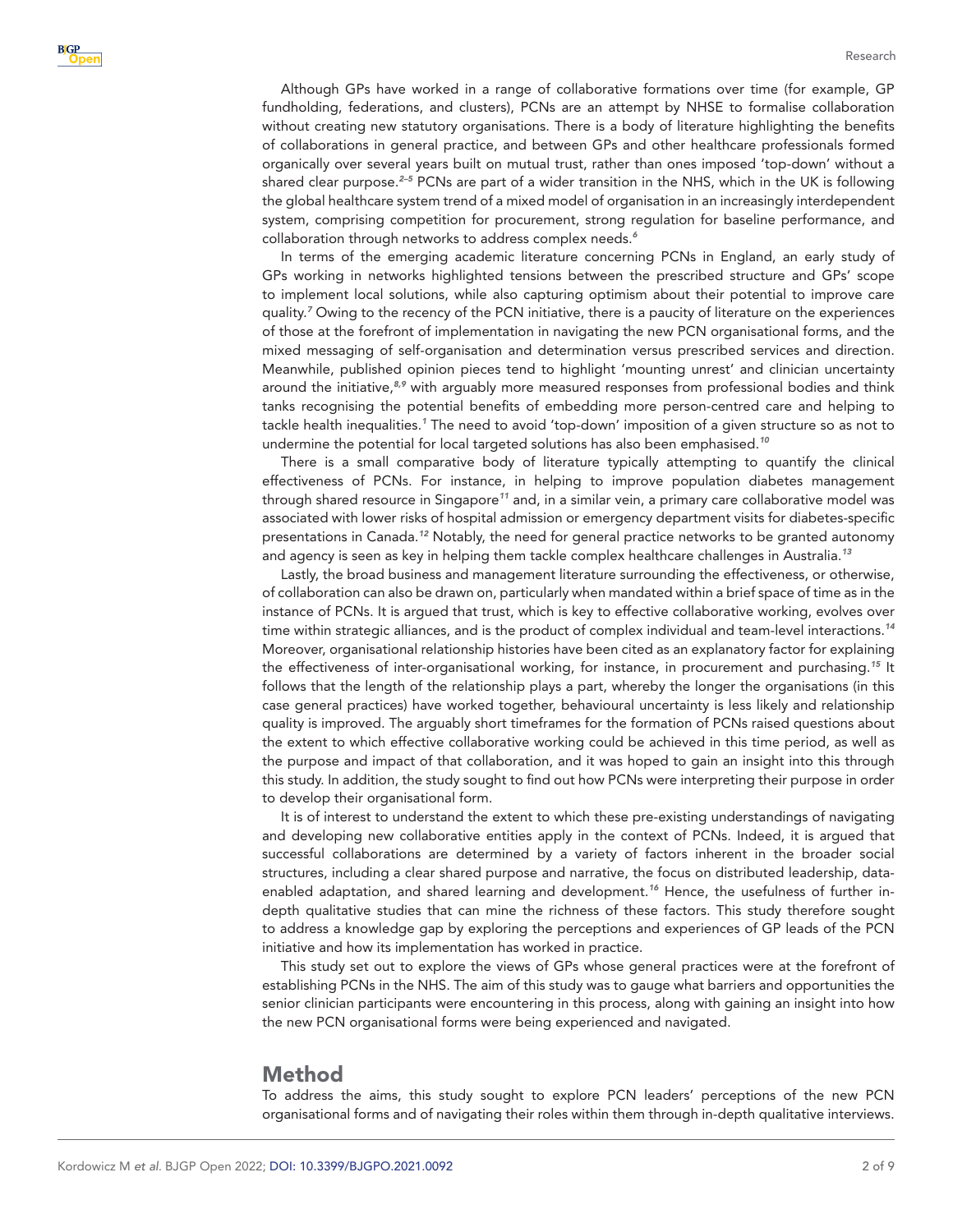Although GPs have worked in a range of collaborative formations over time (for example, GP fundholding, federations, and clusters), PCNs are an attempt by NHSE to formalise collaboration without creating new statutory organisations. There is a body of literature highlighting the benefits of collaborations in general practice, and between GPs and other healthcare professionals formed organically over several years built on mutual trust, rather than ones imposed 'top-down' without a shared clear purpose.[2–5] PCNs are part of a wider transition in the NHS, which in the UK is following the global healthcare system trend of a mixed model of organisation in an increasingly interdependent system, comprising competition for procurement, strong regulation for baseline performance, and collaboration through networks to address complex needs.[6]

In terms of the emerging academic literature concerning PCNs in England, an early study of GPs working in networks highlighted tensions between the prescribed structure and GPs' scope to implement local solutions, while also capturing optimism about their potential to improve care quality.[7] Owing to the recency of the PCN initiative, there is a paucity of literature on the experiences of those at the forefront of implementation in navigating the new PCN organisational forms, and the mixed messaging of self-organisation and determination versus prescribed services and direction. Meanwhile, published opinion pieces tend to highlight 'mounting unrest' and clinician uncertainty around the initiative,[8,9] with arguably more measured responses from professional bodies and think tanks recognising the potential benefits of embedding more person-centred care and helping to tackle health inequalities.[1] The need to avoid 'top-down' imposition of a given structure so as not to undermine the potential for local targeted solutions has also been emphasised.[10]

There is a small comparative body of literature typically attempting to quantify the clinical effectiveness of PCNs. For instance, in helping to improve population diabetes management through shared resource in Singapore[11] and, in a similar vein, a primary care collaborative model was associated with lower risks of hospital admission or emergency department visits for diabetes-specific presentations in Canada.[12] Notably, the need for general practice networks to be granted autonomy and agency is seen as key in helping them tackle complex healthcare challenges in Australia.[13]

Lastly, the broad business and management literature surrounding the effectiveness, or otherwise, of collaboration can also be drawn on, particularly when mandated within a brief space of time as in the instance of PCNs. It is argued that trust, which is key to effective collaborative working, evolves over time within strategic alliances, and is the product of complex individual and team-level interactions.[14] Moreover, organisational relationship histories have been cited as an explanatory factor for explaining the effectiveness of inter-organisational working, for instance, in procurement and purchasing.[15] It follows that the length of the relationship plays a part, whereby the longer the organisations (in this case general practices) have worked together, behavioural uncertainty is less likely and relationship quality is improved. The arguably short timeframes for the formation of PCNs raised questions about the extent to which effective collaborative working could be achieved in this time period, as well as the purpose and impact of that collaboration, and it was hoped to gain an insight into this through this study. In addition, the study sought to find out how PCNs were interpreting their purpose in order to develop their organisational form.

It is of interest to understand the extent to which these pre-existing understandings of navigating and developing new collaborative entities apply in the context of PCNs. Indeed, it is argued that successful collaborations are determined by a variety of factors inherent in the broader social structures, including a clear shared purpose and narrative, the focus on distributed leadership, data-enabled adaptation, and shared learning and development.[16] Hence, the usefulness of further in-depth qualitative studies that can mine the richness of these factors. This study therefore sought to address a knowledge gap by exploring the perceptions and experiences of GP leads of the PCN initiative and how its implementation has worked in practice.

This study set out to explore the views of GPs whose general practices were at the forefront of establishing PCNs in the NHS. The aim of this study was to gauge what barriers and opportunities the senior clinician participants were encountering in this process, along with gaining an insight into how the new PCN organisational forms were being experienced and navigated.

## Method

To address the aims, this study sought to explore PCN leaders' perceptions of the new PCN organisational forms and of navigating their roles within them through in-depth qualitative interviews.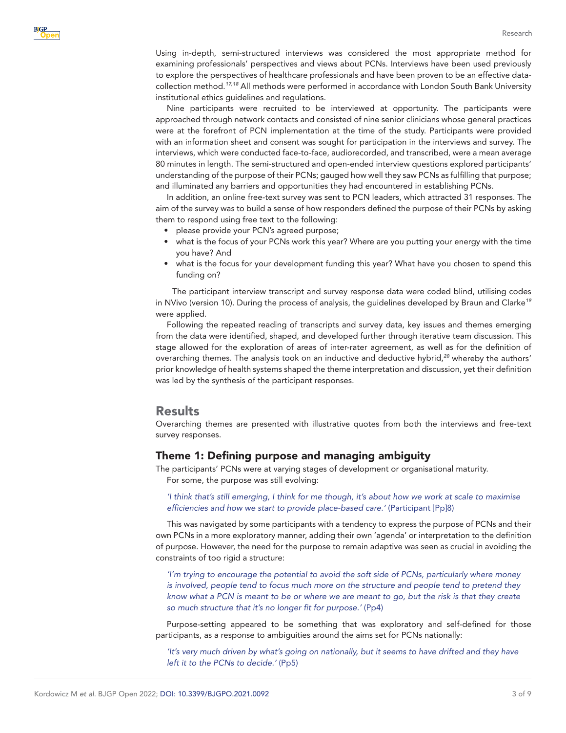Using in-depth, semi-structured interviews was considered the most appropriate method for examining professionals' perspectives and views about PCNs. Interviews have been used previously to explore the perspectives of healthcare professionals and have been proven to be an effective data-collection method.[17,18] All methods were performed in accordance with London South Bank University institutional ethics guidelines and regulations.

Nine participants were recruited to be interviewed at opportunity. The participants were approached through network contacts and consisted of nine senior clinicians whose general practices were at the forefront of PCN implementation at the time of the study. Participants were provided with an information sheet and consent was sought for participation in the interviews and survey. The interviews, which were conducted face-to-face, audiorecorded, and transcribed, were a mean average 80 minutes in length. The semi-structured and open-ended interview questions explored participants' understanding of the purpose of their PCNs; gauged how well they saw PCNs as fulfilling that purpose; and illuminated any barriers and opportunities they had encountered in establishing PCNs.

In addition, an online free-text survey was sent to PCN leaders, which attracted 31 responses. The aim of the survey was to build a sense of how responders defined the purpose of their PCNs by asking them to respond using free text to the following:

- please provide your PCN's agreed purpose;
- what is the focus of your PCNs work this year? Where are you putting your energy with the time you have? And
- what is the focus for your development funding this year? What have you chosen to spend this funding on?

The participant interview transcript and survey response data were coded blind, utilising codes in NVivo (version 10). During the process of analysis, the guidelines developed by Braun and Clarke[19] were applied.

Following the repeated reading of transcripts and survey data, key issues and themes emerging from the data were identified, shaped, and developed further through iterative team discussion. This stage allowed for the exploration of areas of inter-rater agreement, as well as for the definition of overarching themes. The analysis took on an inductive and deductive hybrid,[20] whereby the authors' prior knowledge of health systems shaped the theme interpretation and discussion, yet their definition was led by the synthesis of the participant responses.

## Results

Overarching themes are presented with illustrative quotes from both the interviews and free-text survey responses.

### Theme 1: Defining purpose and managing ambiguity

The participants' PCNs were at varying stages of development or organisational maturity.

For some, the purpose was still evolving:

> *'I think that's still emerging, I think for me though, it's about how we work at scale to maximise efficiencies and how we start to provide place-based care.'* (Participant [Pp]8)

This was navigated by some participants with a tendency to express the purpose of PCNs and their own PCNs in a more exploratory manner, adding their own 'agenda' or interpretation to the definition of purpose. However, the need for the purpose to remain adaptive was seen as crucial in avoiding the constraints of too rigid a structure:

> *'I'm trying to encourage the potential to avoid the soft side of PCNs, particularly where money is involved, people tend to focus much more on the structure and people tend to pretend they know what a PCN is meant to be or where we are meant to go, but the risk is that they create so much structure that it's no longer fit for purpose.'* (Pp4)

Purpose-setting appeared to be something that was exploratory and self-defined for those participants, as a response to ambiguities around the aims set for PCNs nationally:

> *'It's very much driven by what's going on nationally, but it seems to have drifted and they have left it to the PCNs to decide.'* (Pp5)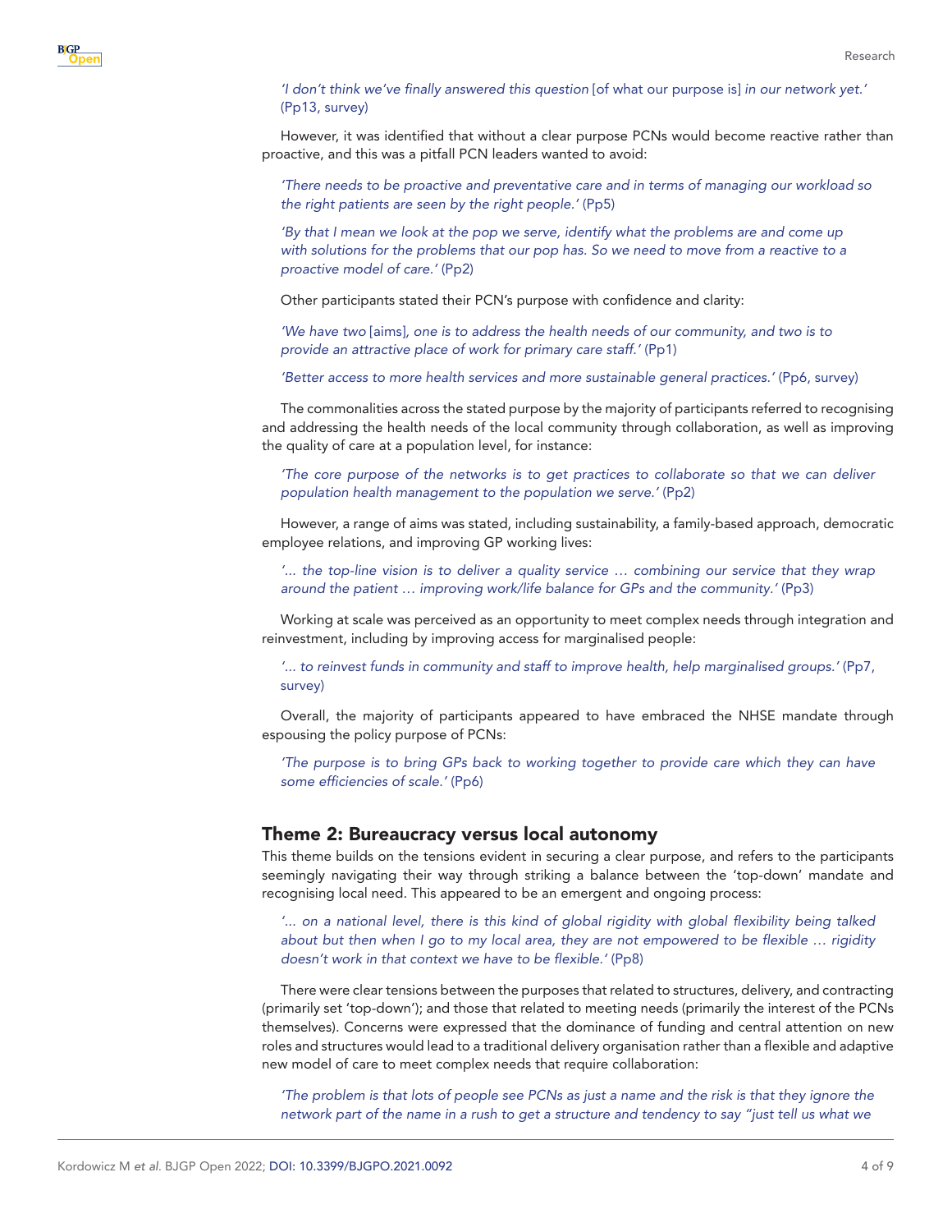*'I don't think we've finally answered this question* [of what our purpose is] *in our network yet.'* (Pp13, survey)

However, it was identified that without a clear purpose PCNs would become reactive rather than proactive, and this was a pitfall PCN leaders wanted to avoid:

*'There needs to be proactive and preventative care and in terms of managing our workload so the right patients are seen by the right people.'* (Pp5)

*'By that I mean we look at the pop we serve, identify what the problems are and come up with solutions for the problems that our pop has. So we need to move from a reactive to a proactive model of care.'* (Pp2)

Other participants stated their PCN's purpose with confidence and clarity:

*'We have two* [aims]*, one is to address the health needs of our community, and two is to provide an attractive place of work for primary care staff.'* (Pp1)

*'Better access to more health services and more sustainable general practices.'* (Pp6, survey)

The commonalities across the stated purpose by the majority of participants referred to recognising and addressing the health needs of the local community through collaboration, as well as improving the quality of care at a population level, for instance:

*'The core purpose of the networks is to get practices to collaborate so that we can deliver population health management to the population we serve.'* (Pp2)

However, a range of aims was stated, including sustainability, a family-based approach, democratic employee relations, and improving GP working lives:

*'... the top-line vision is to deliver a quality service … combining our service that they wrap around the patient … improving work/life balance for GPs and the community.'* (Pp3)

Working at scale was perceived as an opportunity to meet complex needs through integration and reinvestment, including by improving access for marginalised people:

*'... to reinvest funds in community and staff to improve health, help marginalised groups.'* (Pp7, survey)

Overall, the majority of participants appeared to have embraced the NHSE mandate through espousing the policy purpose of PCNs:

*'The purpose is to bring GPs back to working together to provide care which they can have some efficiencies of scale.'* (Pp6)

## Theme 2: Bureaucracy versus local autonomy

This theme builds on the tensions evident in securing a clear purpose, and refers to the participants seemingly navigating their way through striking a balance between the 'top-down' mandate and recognising local need. This appeared to be an emergent and ongoing process:

*'... on a national level, there is this kind of global rigidity with global flexibility being talked about but then when I go to my local area, they are not empowered to be flexible … rigidity doesn't work in that context we have to be flexible.'* (Pp8)

There were clear tensions between the purposes that related to structures, delivery, and contracting (primarily set 'top-down'); and those that related to meeting needs (primarily the interest of the PCNs themselves). Concerns were expressed that the dominance of funding and central attention on new roles and structures would lead to a traditional delivery organisation rather than a flexible and adaptive new model of care to meet complex needs that require collaboration:

*'The problem is that lots of people see PCNs as just a name and the risk is that they ignore the network part of the name in a rush to get a structure and tendency to say "just tell us what we*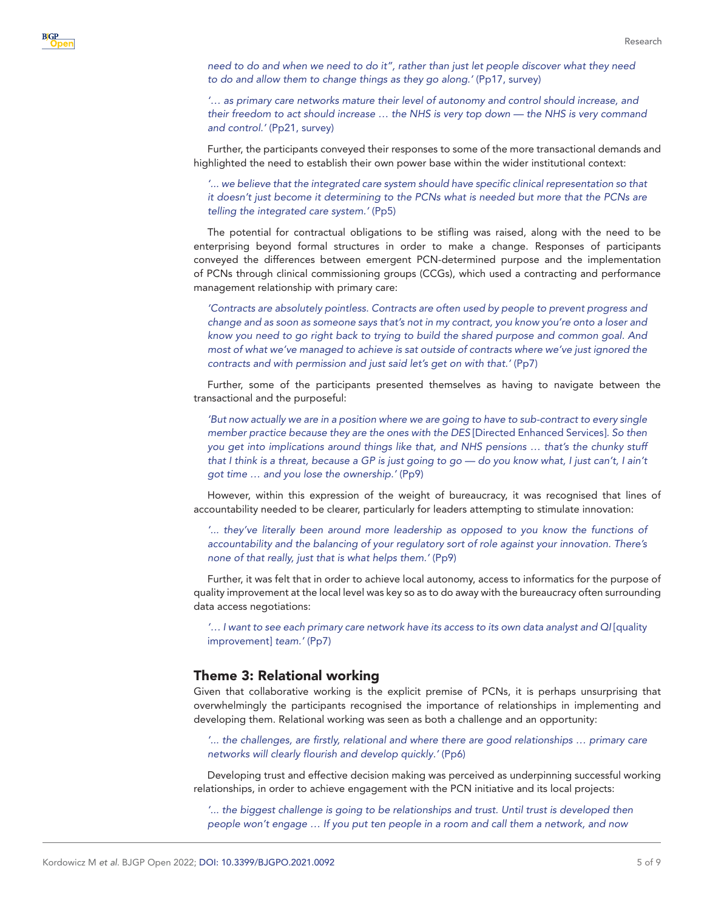*need to do and when we need to do it", rather than just let people discover what they need to do and allow them to change things as they go along.'* (Pp17, survey)

*'… as primary care networks mature their level of autonomy and control should increase, and their freedom to act should increase … the NHS is very top down — the NHS is very command and control.'* (Pp21, survey)

Further, the participants conveyed their responses to some of the more transactional demands and highlighted the need to establish their own power base within the wider institutional context:

*'... we believe that the integrated care system should have specific clinical representation so that it doesn't just become it determining to the PCNs what is needed but more that the PCNs are telling the integrated care system.'* (Pp5)

The potential for contractual obligations to be stifling was raised, along with the need to be enterprising beyond formal structures in order to make a change. Responses of participants conveyed the differences between emergent PCN-determined purpose and the implementation of PCNs through clinical commissioning groups (CCGs), which used a contracting and performance management relationship with primary care:

*'Contracts are absolutely pointless. Contracts are often used by people to prevent progress and change and as soon as someone says that's not in my contract, you know you're onto a loser and know you need to go right back to trying to build the shared purpose and common goal. And most of what we've managed to achieve is sat outside of contracts where we've just ignored the contracts and with permission and just said let's get on with that.'* (Pp7)

Further, some of the participants presented themselves as having to navigate between the transactional and the purposeful:

*'But now actually we are in a position where we are going to have to sub-contract to every single member practice because they are the ones with the DES* [Directed Enhanced Services]*. So then you get into implications around things like that, and NHS pensions … that's the chunky stuff that I think is a threat, because a GP is just going to go — do you know what, I just can't, I ain't got time … and you lose the ownership.'* (Pp9)

However, within this expression of the weight of bureaucracy, it was recognised that lines of accountability needed to be clearer, particularly for leaders attempting to stimulate innovation:

*'... they've literally been around more leadership as opposed to you know the functions of accountability and the balancing of your regulatory sort of role against your innovation. There's none of that really, just that is what helps them.'* (Pp9)

Further, it was felt that in order to achieve local autonomy, access to informatics for the purpose of quality improvement at the local level was key so as to do away with the bureaucracy often surrounding data access negotiations:

*'… I want to see each primary care network have its access to its own data analyst and QI* [quality improvement] *team.'* (Pp7)

## Theme 3: Relational working

Given that collaborative working is the explicit premise of PCNs, it is perhaps unsurprising that overwhelmingly the participants recognised the importance of relationships in implementing and developing them. Relational working was seen as both a challenge and an opportunity:

*'... the challenges, are firstly, relational and where there are good relationships … primary care networks will clearly flourish and develop quickly.'* (Pp6)

Developing trust and effective decision making was perceived as underpinning successful working relationships, in order to achieve engagement with the PCN initiative and its local projects:

*'... the biggest challenge is going to be relationships and trust. Until trust is developed then people won't engage … If you put ten people in a room and call them a network, and now*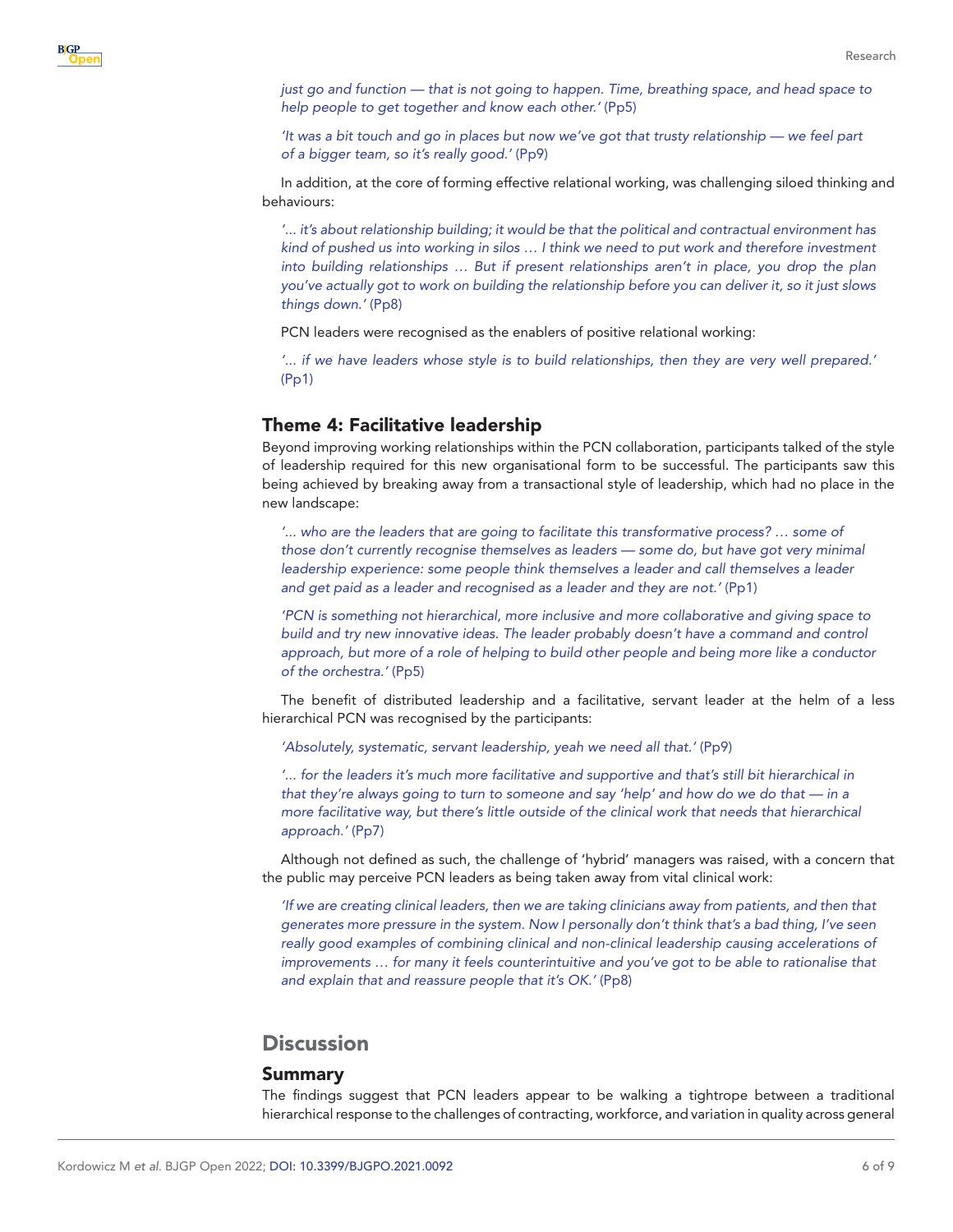*just go and function — that is not going to happen. Time, breathing space, and head space to help people to get together and know each other.'* (Pp5)

*'It was a bit touch and go in places but now we've got that trusty relationship — we feel part of a bigger team, so it's really good.'* (Pp9)

In addition, at the core of forming effective relational working, was challenging siloed thinking and behaviours:

*'... it's about relationship building; it would be that the political and contractual environment has kind of pushed us into working in silos … I think we need to put work and therefore investment into building relationships … But if present relationships aren't in place, you drop the plan you've actually got to work on building the relationship before you can deliver it, so it just slows things down.'* (Pp8)

PCN leaders were recognised as the enablers of positive relational working:

*'... if we have leaders whose style is to build relationships, then they are very well prepared.'* (Pp1)

## Theme 4: Facilitative leadership

Beyond improving working relationships within the PCN collaboration, participants talked of the style of leadership required for this new organisational form to be successful. The participants saw this being achieved by breaking away from a transactional style of leadership, which had no place in the new landscape:

*'... who are the leaders that are going to facilitate this transformative process? … some of those don't currently recognise themselves as leaders — some do, but have got very minimal leadership experience: some people think themselves a leader and call themselves a leader and get paid as a leader and recognised as a leader and they are not.'* (Pp1)

*'PCN is something not hierarchical, more inclusive and more collaborative and giving space to build and try new innovative ideas. The leader probably doesn't have a command and control approach, but more of a role of helping to build other people and being more like a conductor of the orchestra.'* (Pp5)

The benefit of distributed leadership and a facilitative, servant leader at the helm of a less hierarchical PCN was recognised by the participants:

*'Absolutely, systematic, servant leadership, yeah we need all that.'* (Pp9)

*'... for the leaders it's much more facilitative and supportive and that's still bit hierarchical in that they're always going to turn to someone and say 'help' and how do we do that — in a more facilitative way, but there's little outside of the clinical work that needs that hierarchical approach.'* (Pp7)

Although not defined as such, the challenge of 'hybrid' managers was raised, with a concern that the public may perceive PCN leaders as being taken away from vital clinical work:

*'If we are creating clinical leaders, then we are taking clinicians away from patients, and then that generates more pressure in the system. Now I personally don't think that's a bad thing, I've seen really good examples of combining clinical and non-clinical leadership causing accelerations of improvements … for many it feels counterintuitive and you've got to be able to rationalise that and explain that and reassure people that it's OK.'* (Pp8)

# Discussion

## Summary

The findings suggest that PCN leaders appear to be walking a tightrope between a traditional hierarchical response to the challenges of contracting, workforce, and variation in quality across general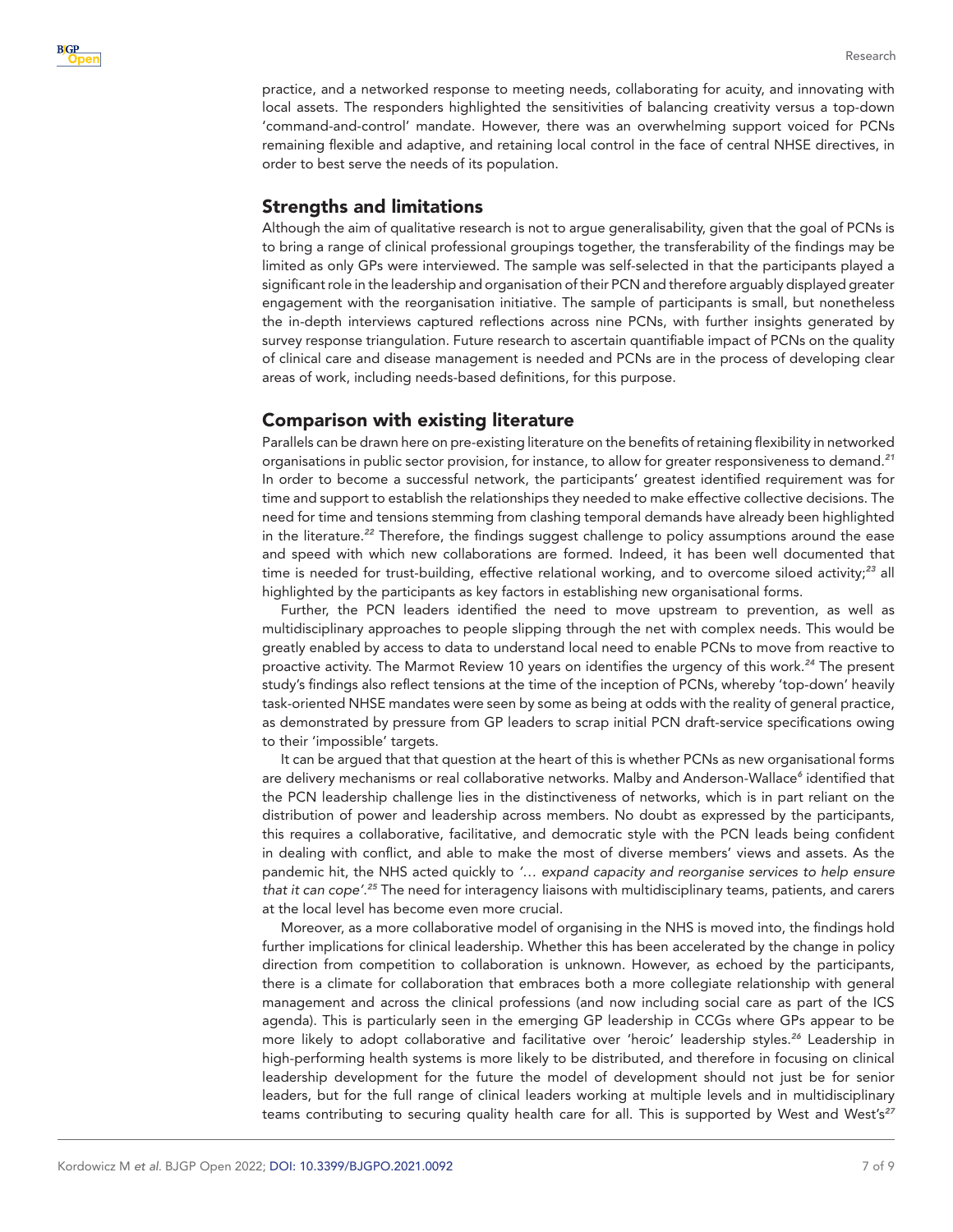practice, and a networked response to meeting needs, collaborating for acuity, and innovating with local assets. The responders highlighted the sensitivities of balancing creativity versus a top-down 'command-and-control' mandate. However, there was an overwhelming support voiced for PCNs remaining flexible and adaptive, and retaining local control in the face of central NHSE directives, in order to best serve the needs of its population.

## Strengths and limitations

Although the aim of qualitative research is not to argue generalisability, given that the goal of PCNs is to bring a range of clinical professional groupings together, the transferability of the findings may be limited as only GPs were interviewed. The sample was self-selected in that the participants played a significant role in the leadership and organisation of their PCN and therefore arguably displayed greater engagement with the reorganisation initiative. The sample of participants is small, but nonetheless the in-depth interviews captured reflections across nine PCNs, with further insights generated by survey response triangulation. Future research to ascertain quantifiable impact of PCNs on the quality of clinical care and disease management is needed and PCNs are in the process of developing clear areas of work, including needs-based definitions, for this purpose.

## Comparison with existing literature

Parallels can be drawn here on pre-existing literature on the benefits of retaining flexibility in networked organisations in public sector provision, for instance, to allow for greater responsiveness to demand.[21] In order to become a successful network, the participants' greatest identified requirement was for time and support to establish the relationships they needed to make effective collective decisions. The need for time and tensions stemming from clashing temporal demands have already been highlighted in the literature.[22] Therefore, the findings suggest challenge to policy assumptions around the ease and speed with which new collaborations are formed. Indeed, it has been well documented that time is needed for trust-building, effective relational working, and to overcome siloed activity;[23] all highlighted by the participants as key factors in establishing new organisational forms.

Further, the PCN leaders identified the need to move upstream to prevention, as well as multidisciplinary approaches to people slipping through the net with complex needs. This would be greatly enabled by access to data to understand local need to enable PCNs to move from reactive to proactive activity. The Marmot Review 10 years on identifies the urgency of this work.[24] The present study's findings also reflect tensions at the time of the inception of PCNs, whereby 'top-down' heavily task-oriented NHSE mandates were seen by some as being at odds with the reality of general practice, as demonstrated by pressure from GP leaders to scrap initial PCN draft-service specifications owing to their 'impossible' targets.

It can be argued that that question at the heart of this is whether PCNs as new organisational forms are delivery mechanisms or real collaborative networks. Malby and Anderson-Wallace[6] identified that the PCN leadership challenge lies in the distinctiveness of networks, which is in part reliant on the distribution of power and leadership across members. No doubt as expressed by the participants, this requires a collaborative, facilitative, and democratic style with the PCN leads being confident in dealing with conflict, and able to make the most of diverse members' views and assets. As the pandemic hit, the NHS acted quickly to *'… expand capacity and reorganise services to help ensure that it can cope'*.[25] The need for interagency liaisons with multidisciplinary teams, patients, and carers at the local level has become even more crucial.

Moreover, as a more collaborative model of organising in the NHS is moved into, the findings hold further implications for clinical leadership. Whether this has been accelerated by the change in policy direction from competition to collaboration is unknown. However, as echoed by the participants, there is a climate for collaboration that embraces both a more collegiate relationship with general management and across the clinical professions (and now including social care as part of the ICS agenda). This is particularly seen in the emerging GP leadership in CCGs where GPs appear to be more likely to adopt collaborative and facilitative over 'heroic' leadership styles.[26] Leadership in high-performing health systems is more likely to be distributed, and therefore in focusing on clinical leadership development for the future the model of development should not just be for senior leaders, but for the full range of clinical leaders working at multiple levels and in multidisciplinary teams contributing to securing quality health care for all. This is supported by West and West's[27]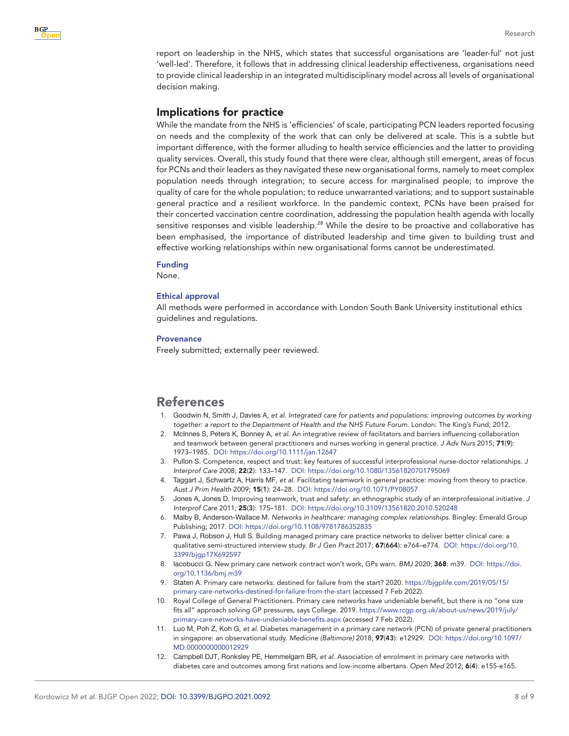report on leadership in the NHS, which states that successful organisations are 'leader-ful' not just 'well-led'. Therefore, it follows that in addressing clinical leadership effectiveness, organisations need to provide clinical leadership in an integrated multidisciplinary model across all levels of organisational decision making.

## Implications for practice

While the mandate from the NHS is 'efficiencies' of scale, participating PCN leaders reported focusing on needs and the complexity of the work that can only be delivered at scale. This is a subtle but important difference, with the former alluding to health service efficiencies and the latter to providing quality services. Overall, this study found that there were clear, although still emergent, areas of focus for PCNs and their leaders as they navigated these new organisational forms, namely to meet complex population needs through integration; to secure access for marginalised people; to improve the quality of care for the whole population; to reduce unwarranted variations; and to support sustainable general practice and a resilient workforce. In the pandemic context, PCNs have been praised for their concerted vaccination centre coordination, addressing the population health agenda with locally sensitive responses and visible leadership.[28] While the desire to be proactive and collaborative has been emphasised, the importance of distributed leadership and time given to building trust and effective working relationships within new organisational forms cannot be underestimated.

### Funding

None.

### Ethical approval

All methods were performed in accordance with London South Bank University institutional ethics guidelines and regulations.

### Provenance

Freely submitted; externally peer reviewed.

## References

1. Goodwin N, Smith J, Davies A, *et al. Integrated care for patients and populations: improving outcomes by working together: a report to the Department of Health and the NHS Future Forum*. London: The King's Fund; 2012.
2. McInnes S, Peters K, Bonney A, *et al*. An integrative review of facilitators and barriers influencing collaboration and teamwork between general practitioners and nurses working in general practice. *J Adv Nurs* 2015; **71**(**9**): 1973–1985. DOI: https://doi.org/10.1111/jan.12647
3. Pullon S. Competence, respect and trust: key features of successful interprofessional nurse-doctor relationships. *J Interprof Care* 2008; **22**(**2**): 133–147. DOI: https://doi.org/10.1080/13561820701795069
4. Taggart J, Schwartz A, Harris MF, *et al*. Facilitating teamwork in general practice: moving from theory to practice. *Aust J Prim Health* 2009; **15**(**1**): 24–28. DOI: https://doi.org/10.1071/PY08057
5. Jones A, Jones D. Improving teamwork, trust and safety: an ethnographic study of an interprofessional initiative. *J Interprof Care* 2011; **25**(**3**): 175–181. DOI: https://doi.org/10.3109/13561820.2010.520248
6. Malby B, Anderson-Wallace M. *Networks in healthcare: managing complex relationships*. Bingley: Emerald Group Publishing; 2017. DOI: https://doi.org/10.1108/9781786352835
7. Pawa J, Robson J, Hull S. Building managed primary care practice networks to deliver better clinical care: a qualitative semi-structured interview study. *Br J Gen Pract* 2017; **67**(**664**): e764–e774. DOI: https://doi.org/10.3399/bjgp17X692597
8. Iacobucci G. New primary care network contract won't work, GPs warn. *BMJ* 2020; **368**: m39. DOI: https://doi.org/10.1136/bmj.m39
9. Staten A. Primary care networks: destined for failure from the start? 2020. https://bjgplife.com/2019/05/15/primary-care-networks-destined-for-failure-from-the-start (accessed 7 Feb 2022).
10. Royal College of General Practitioners. Primary care networks have undeniable benefit, but there is no "one size fits all" approach solving GP pressures, says College. 2019. https://www.rcgp.org.uk/about-us/news/2019/july/primary-care-networks-have-undeniable-benefits.aspx (accessed 7 Feb 2022).
11. Luo M, Poh Z, Koh G, *et al*. Diabetes management in a primary care network (PCN) of private general practitioners in singapore: an observational study. *Medicine (Baltimore)* 2018; **97**(**43**): e12929. DOI: https://doi.org/10.1097/MD.0000000000012929
12. Campbell DJT, Ronksley PE, Hemmelgarn BR, *et al*. Association of enrolment in primary care networks with diabetes care and outcomes among first nations and low-income albertans. *Open Med* 2012; **6**(**4**): e155-e165.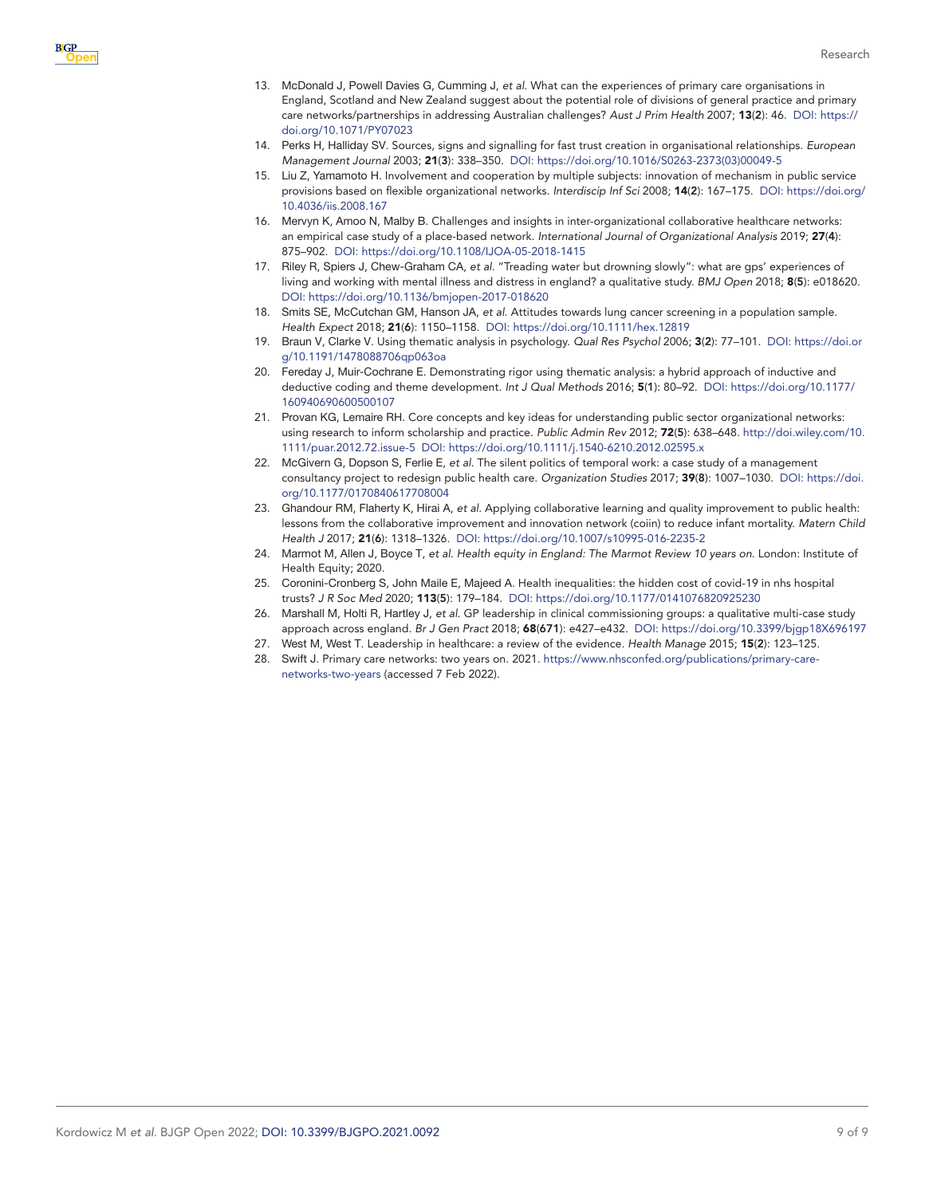13. McDonald J, Powell Davies G, Cumming J, *et al*. What can the experiences of primary care organisations in England, Scotland and New Zealand suggest about the potential role of divisions of general practice and primary care networks/partnerships in addressing Australian challenges? *Aust J Prim Health* 2007; **13**(**2**): 46. DOI: https://doi.org/10.1071/PY07023
14. Perks H, Halliday SV. Sources, signs and signalling for fast trust creation in organisational relationships. *European Management Journal* 2003; **21**(**3**): 338–350. DOI: https://doi.org/10.1016/S0263-2373(03)00049-5
15. Liu Z, Yamamoto H. Involvement and cooperation by multiple subjects: innovation of mechanism in public service provisions based on flexible organizational networks. *Interdiscip Inf Sci* 2008; **14**(**2**): 167–175. DOI: https://doi.org/10.4036/iis.2008.167
16. Mervyn K, Amoo N, Malby B. Challenges and insights in inter-organizational collaborative healthcare networks: an empirical case study of a place-based network. *International Journal of Organizational Analysis* 2019; **27**(**4**): 875–902. DOI: https://doi.org/10.1108/IJOA-05-2018-1415
17. Riley R, Spiers J, Chew-Graham CA, *et al*. "Treading water but drowning slowly": what are gps' experiences of living and working with mental illness and distress in england? a qualitative study. *BMJ Open* 2018; **8**(**5**): e018620. DOI: https://doi.org/10.1136/bmjopen-2017-018620
18. Smits SE, McCutchan GM, Hanson JA, *et al*. Attitudes towards lung cancer screening in a population sample. *Health Expect* 2018; **21**(**6**): 1150–1158. DOI: https://doi.org/10.1111/hex.12819
19. Braun V, Clarke V. Using thematic analysis in psychology. *Qual Res Psychol* 2006; **3**(**2**): 77–101. DOI: https://doi.org/10.1191/1478088706qp063oa
20. Fereday J, Muir-Cochrane E. Demonstrating rigor using thematic analysis: a hybrid approach of inductive and deductive coding and theme development. *Int J Qual Methods* 2016; **5**(**1**): 80–92. DOI: https://doi.org/10.1177/160940690600500107
21. Provan KG, Lemaire RH. Core concepts and key ideas for understanding public sector organizational networks: using research to inform scholarship and practice. *Public Admin Rev* 2012; **72**(**5**): 638–648. http://doi.wiley.com/10.1111/puar.2012.72.issue-5 DOI: https://doi.org/10.1111/j.1540-6210.2012.02595.x
22. McGivern G, Dopson S, Ferlie E, *et al*. The silent politics of temporal work: a case study of a management consultancy project to redesign public health care. *Organization Studies* 2017; **39**(**8**): 1007–1030. DOI: https://doi.org/10.1177/0170840617708004
23. Ghandour RM, Flaherty K, Hirai A, *et al*. Applying collaborative learning and quality improvement to public health: lessons from the collaborative improvement and innovation network (coiin) to reduce infant mortality. *Matern Child Health J* 2017; **21**(**6**): 1318–1326. DOI: https://doi.org/10.1007/s10995-016-2235-2
24. Marmot M, Allen J, Boyce T, *et al*. *Health equity in England: The Marmot Review 10 years on*. London: Institute of Health Equity; 2020.
25. Coronini-Cronberg S, John Maile E, Majeed A. Health inequalities: the hidden cost of covid-19 in nhs hospital trusts? *J R Soc Med* 2020; **113**(**5**): 179–184. DOI: https://doi.org/10.1177/0141076820925230
26. Marshall M, Holti R, Hartley J, *et al*. GP leadership in clinical commissioning groups: a qualitative multi-case study approach across england. *Br J Gen Pract* 2018; **68**(**671**): e427–e432. DOI: https://doi.org/10.3399/bjgp18X696197
27. West M, West T. Leadership in healthcare: a review of the evidence. *Health Manage* 2015; **15**(**2**): 123–125.
28. Swift J. Primary care networks: two years on. 2021. https://www.nhsconfed.org/publications/primary-care-networks-two-years (accessed 7 Feb 2022).